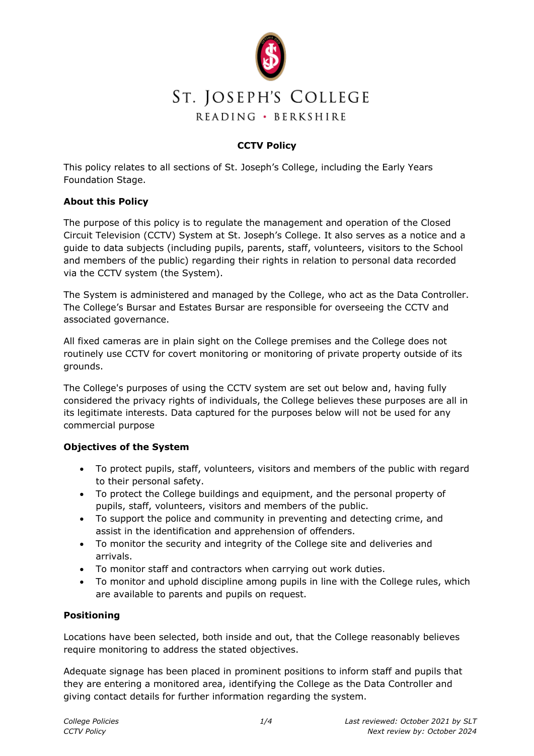# ST. JOSEPH'S COLLEGE

READING • BERKSHIRE

## CCTV Policy

This policy relates to all sections of St. Joseph's College, including the Early Years Foundation Stage.

### About this Policy

The purpose of this policy is to regulate the management and operation of the Closed Circuit Television (CCTV) System at St. Joseph's College. It also serves as a notice and a guide to data subjects (including pupils, parents, staff, volunteers, visitors to the School and members of the public) regarding their rights in relation to personal data recorded via the CCTV system (the System).

The System is administered and managed by the College, who act as the Data Controller. The College's Bursar and Estates Bursar are responsible for overseeing the CCTV and associated governance.

All fixed cameras are in plain sight on the College premises and the College does not routinely use CCTV for covert monitoring or monitoring of private property outside of its grounds.

The College's purposes of using the CCTV system are set out below and, having fully considered the privacy rights of individuals, the College believes these purposes are all in its legitimate interests. Data captured for the purposes below will not be used for any commercial purpose

### Objectives of the System

- To protect pupils, staff, volunteers, visitors and members of the public with regard to their personal safety.
- To protect the College buildings and equipment, and the personal property of pupils, staff, volunteers, visitors and members of the public.
- To support the police and community in preventing and detecting crime, and assist in the identification and apprehension of offenders.
- To monitor the security and integrity of the College site and deliveries and arrivals.
- To monitor staff and contractors when carrying out work duties.
- To monitor and uphold discipline among pupils in line with the College rules, which are available to parents and pupils on request.

### Positioning

Locations have been selected, both inside and out, that the College reasonably believes require monitoring to address the stated objectives.

Adequate signage has been placed in prominent positions to inform staff and pupils that they are entering a monitored area, identifying the College as the Data Controller and giving contact details for further information regarding the system.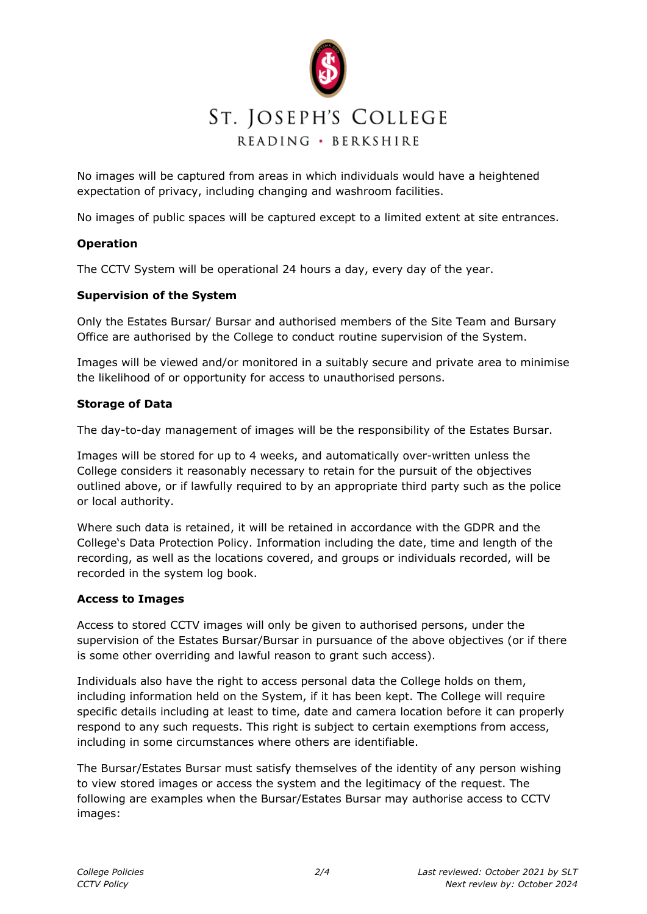No images will be captured from areas in which individuals would have a heightened expectation of privacy, including changing and washroom facilities.

No images of public spaces will be captured except to a limited extent at site entrances.

**Operation**

The CCTV System will be operational 24 hours a day, every day of the year.

**Supervision of the System**

Only the Estates Bursar/ Bursar and authorised members of the Site Team and Bursary Office are authorised by the College to conduct routine supervision of the System.

Images will be viewed and/or monitored in a suitably secure and private area to minimise the likelihood of or opportunity for access to unauthorised persons.

**Storage of Data**

The day-to-day management of images will be the responsibility of the Estates Bursar.

Images will be stored for up to 4 weeks, and automatically over-written unless the College considers it reasonably necessary to retain for the pursuit of the objectives outlined above, or if lawfully required to by an appropriate third party such as the police or local authority.

Where such data is retained, it will be retained in accordance with the GDPR and the College's Data Protection Policy. Information including the date, time and length of the recording, as well as the locations covered, and groups or individuals recorded, will be recorded in the system log book.

**Access to Images**

Access to stored CCTV images will only be given to authorised persons, under the supervision of the Estates Bursar/Bursar in pursuance of the above objectives (or if there is some other overriding and lawful reason to grant such access).

Individuals also have the right to access personal data the College holds on them, including information held on the System, if it has been kept. The College will require specific details including at least to time, date and camera location before it can properly respond to any such requests. This right is subject to certain exemptions from access, including in some circumstances where others are identifiable.

The Bursar/Estates Bursar must satisfy themselves of the identity of any person wishing to view stored images or access the system and the legitimacy of the request. The following are examples when the Bursar/Estates Bursar may authorise access to CCTV images: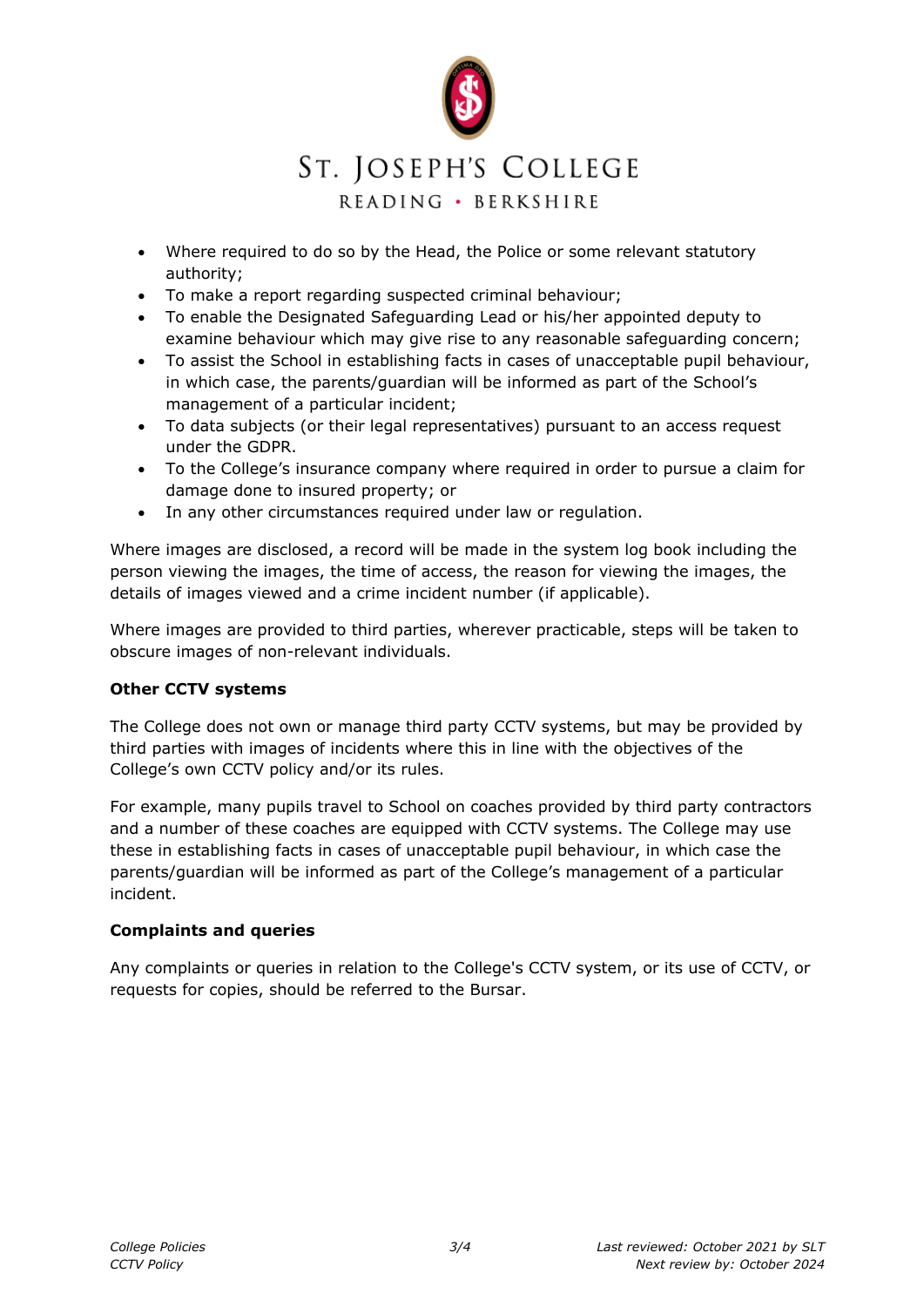- Where required to do so by the Head, the Police or some relevant statutory authority;
- To make a report regarding suspected criminal behaviour;
- To enable the Designated Safeguarding Lead or his/her appointed deputy to examine behaviour which may give rise to any reasonable safeguarding concern;
- To assist the School in establishing facts in cases of unacceptable pupil behaviour, in which case, the parents/guardian will be informed as part of the School's management of a particular incident;
- To data subjects (or their legal representatives) pursuant to an access request under the GDPR.
- To the College's insurance company where required in order to pursue a claim for damage done to insured property; or
- In any other circumstances required under law or regulation.

Where images are disclosed, a record will be made in the system log book including the person viewing the images, the time of access, the reason for viewing the images, the details of images viewed and a crime incident number (if applicable).

Where images are provided to third parties, wherever practicable, steps will be taken to obscure images of non-relevant individuals.

**Other CCTV systems**

The College does not own or manage third party CCTV systems, but may be provided by third parties with images of incidents where this in line with the objectives of the College's own CCTV policy and/or its rules.

For example, many pupils travel to School on coaches provided by third party contractors and a number of these coaches are equipped with CCTV systems. The College may use these in establishing facts in cases of unacceptable pupil behaviour, in which case the parents/guardian will be informed as part of the College's management of a particular incident.

**Complaints and queries**

Any complaints or queries in relation to the College's CCTV system, or its use of CCTV, or requests for copies, should be referred to the Bursar.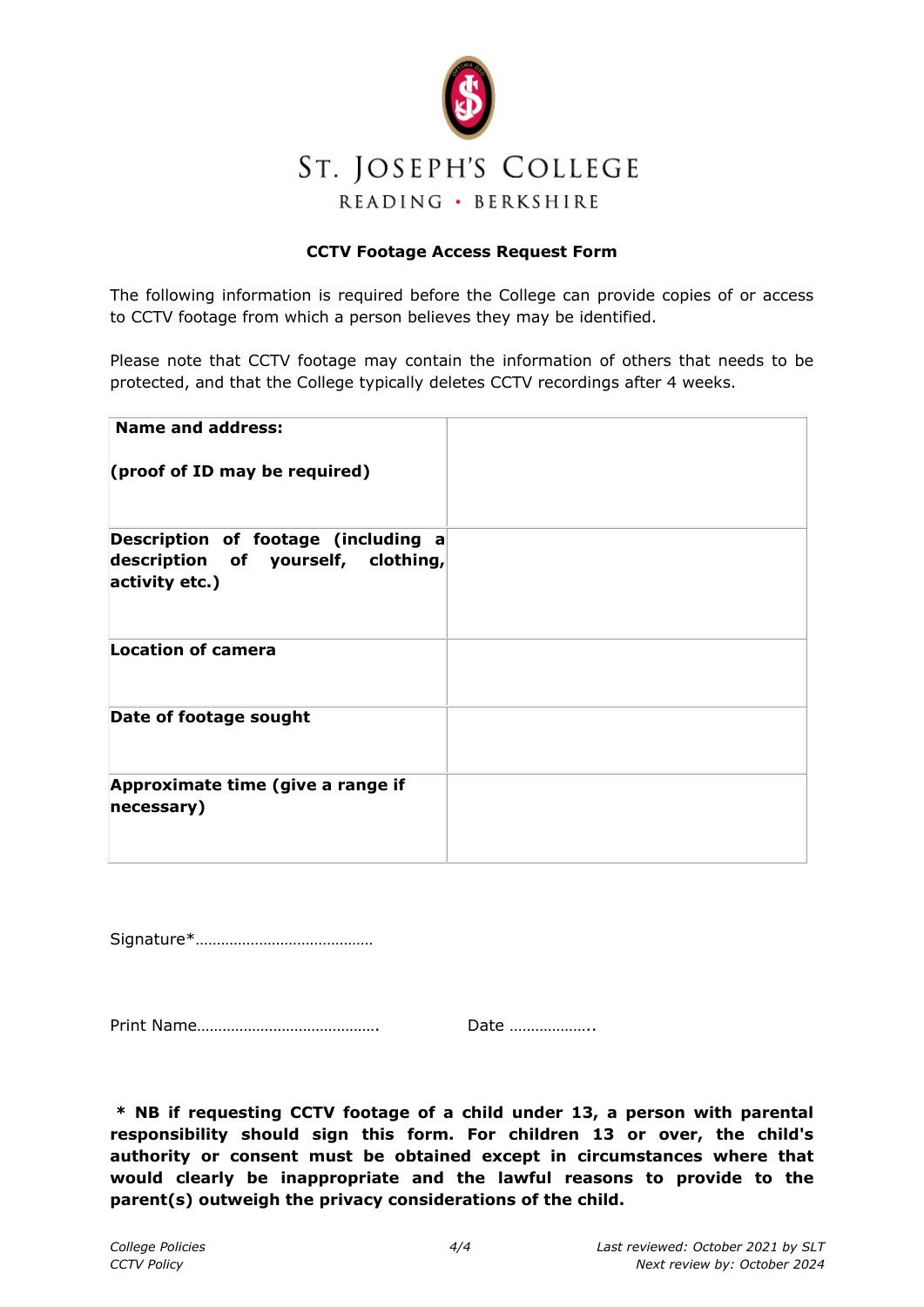# ST. JOSEPH'S COLLEGE

READING • BERKSHIRE

**CCTV Footage Access Request Form**

The following information is required before the College can provide copies of or access to CCTV footage from which a person believes they may be identified.

Please note that CCTV footage may contain the information of others that needs to be protected, and that the College typically deletes CCTV recordings after 4 weeks.

| | |
|---|---|
| **Name and address:**<br><br>**(proof of ID may be required)** | |
| **Description of footage (including a description of yourself, clothing, activity etc.)** | |
| **Location of camera** | |
| **Date of footage sought** | |
| **Approximate time (give a range if necessary)** | |

Signature*……………………………………

Print Name……………………………………. Date ……………….

**\* NB if requesting CCTV footage of a child under 13, a person with parental responsibility should sign this form. For children 13 or over, the child's authority or consent must be obtained except in circumstances where that would clearly be inappropriate and the lawful reasons to provide to the parent(s) outweigh the privacy considerations of the child.**